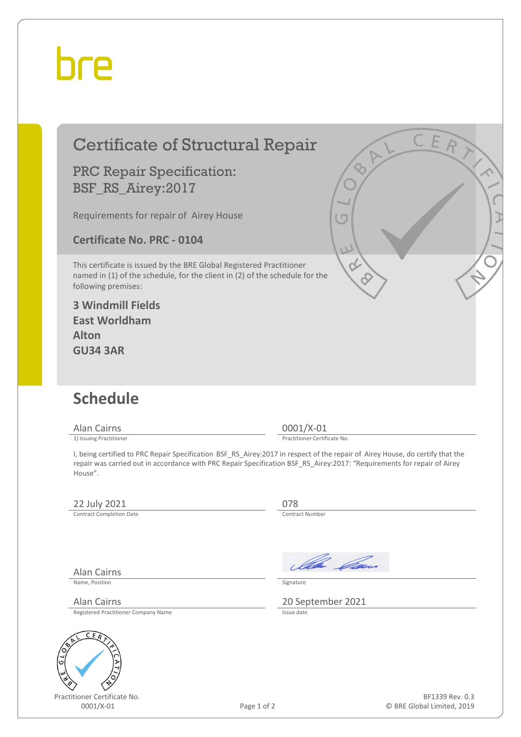bre

# Certificate of Structural Repair

## PRC Repair Specification: BSF_RS_Airey:2017

Requirements for repair of Airey House

**Certificate No. PRC - 0104**

This certificate is issued by the BRE Global Registered Practitioner named in (1) of the schedule, for the client in (2) of the schedule for the following premises:

**3 Windmill Fields**
**East Worldham**
**Alton**
**GU34 3AR**

## Schedule

Alan Cairns
1) Issuing Practitioner

0001/X-01
Practitioner Certificate No.

I, being certified to PRC Repair Specification BSF_RS_Airey:2017 in respect of the repair of Airey House, do certify that the repair was carried out in accordance with PRC Repair Specification BSF_RS_Airey:2017: "Requirements for repair of Airey House".

22 July 2021
Contract Completion Date

078
Contract Number

Alan Cairns
Name, Position

Signature

Alan Cairns
Registered Practitioner Company Name

20 September 2021
Issue date

Practitioner Certificate No.
0001/X-01

BF1339 Rev. 0.3
© BRE Global Limited, 2019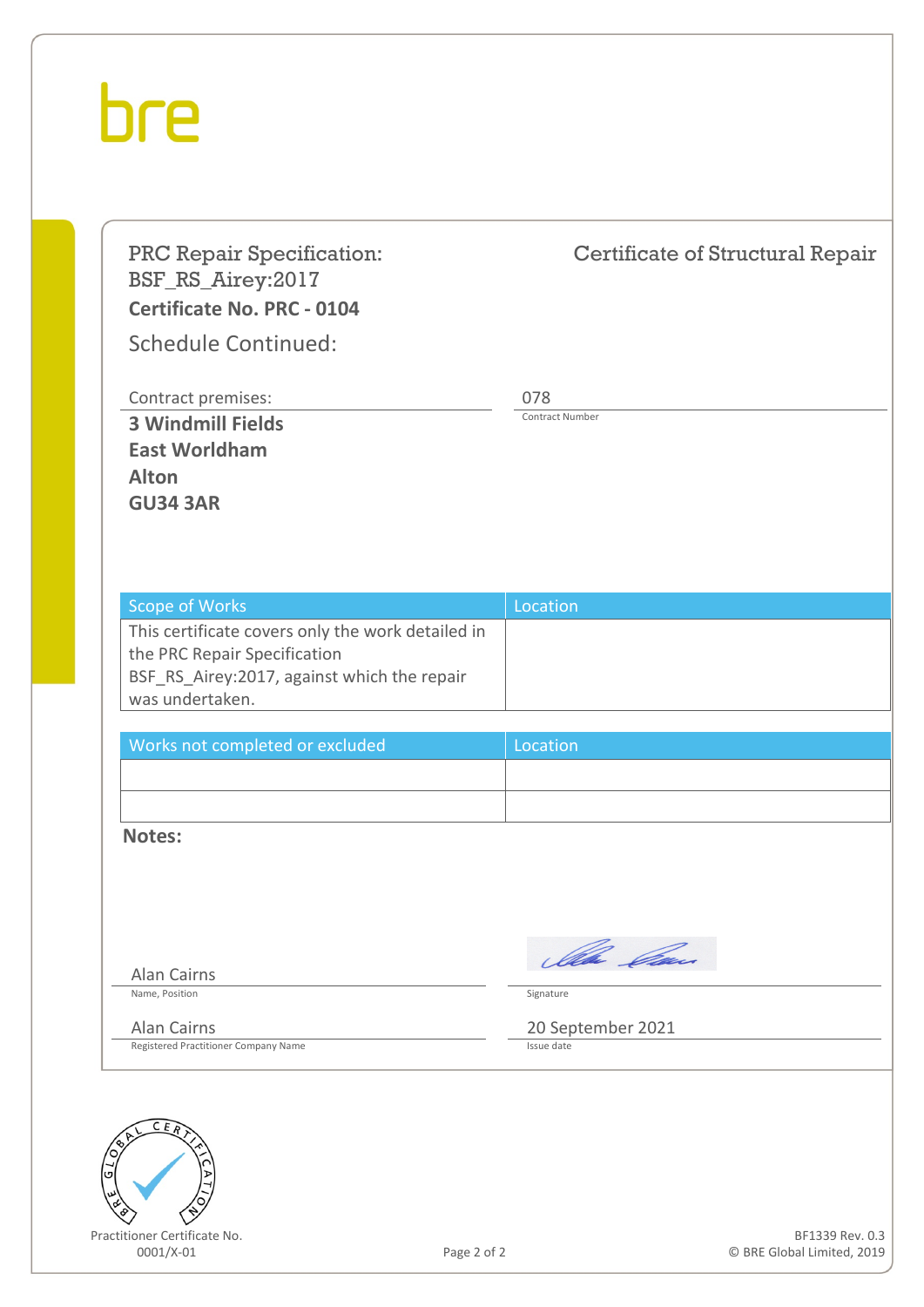bre

PRC Repair Specification:
BSF_RS_Airey:2017

Certificate of Structural Repair

**Certificate No. PRC - 0104**

## Schedule Continued:

Contract premises:

**3 Windmill Fields**
**East Worldham**
**Alton**
**GU34 3AR**

078
Contract Number

| Scope of Works | Location |
|---|---|
| This certificate covers only the work detailed in the PRC Repair Specification BSF_RS_Airey:2017, against which the repair was undertaken. | |

| Works not completed or excluded | Location |
|---|---|
| | |
| | |

**Notes:**

Alan Cairns
Name, Position

Signature

Alan Cairns
Registered Practitioner Company Name

20 September 2021
Issue date

BRE GLOBAL CERTIFICATION

Practitioner Certificate No.
0001/X-01

BF1339 Rev. 0.3
© BRE Global Limited, 2019